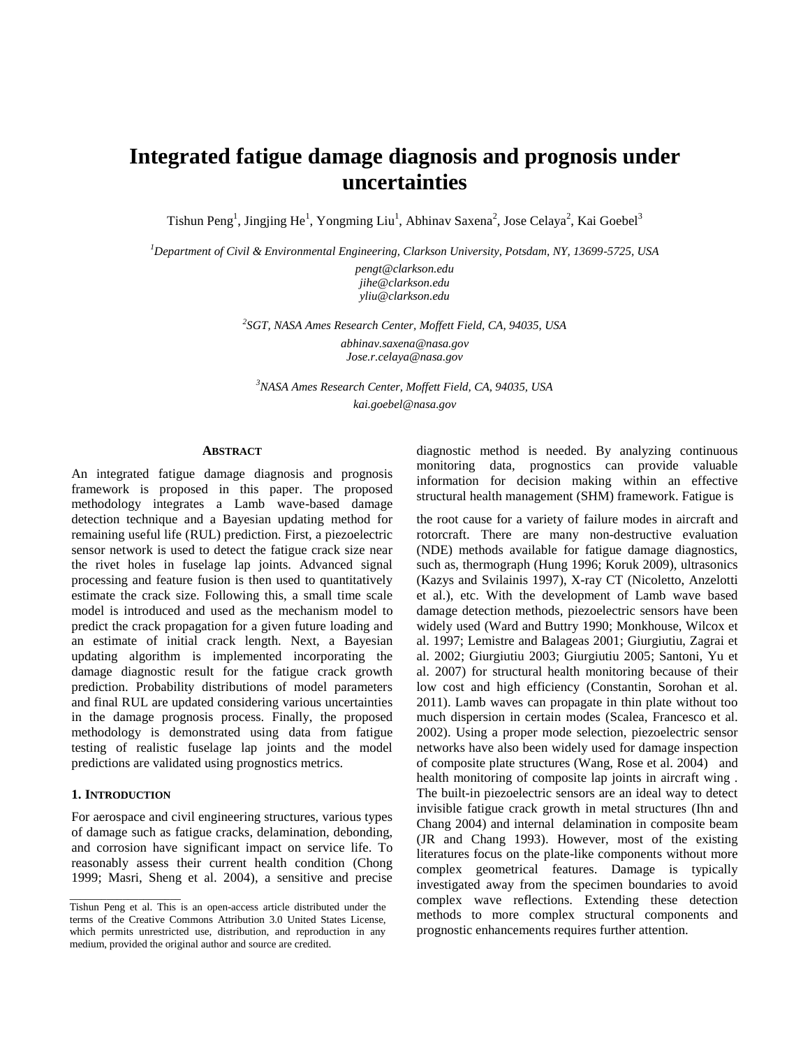# Integrated fatigue damage diagnosis and prognosis under uncertainties

Tishun Peng[1], Jingjing He[1], Yongming Liu[1], Abhinav Saxena[2], Jose Celaya[2], Kai Goebel[3]

*[1]Department of Civil & Environmental Engineering, Clarkson University, Potsdam, NY, 13699-5725, USA*

*pengt@clarkson.edu*
*jihe@clarkson.edu*
*yliu@clarkson.edu*

*[2]SGT, NASA Ames Research Center, Moffett Field, CA, 94035, USA*

*abhinav.saxena@nasa.gov*
*Jose.r.celaya@nasa.gov*

*[3]NASA Ames Research Center, Moffett Field, CA, 94035, USA*

*kai.goebel@nasa.gov*

## ABSTRACT

An integrated fatigue damage diagnosis and prognosis framework is proposed in this paper. The proposed methodology integrates a Lamb wave-based damage detection technique and a Bayesian updating method for remaining useful life (RUL) prediction. First, a piezoelectric sensor network is used to detect the fatigue crack size near the rivet holes in fuselage lap joints. Advanced signal processing and feature fusion is then used to quantitatively estimate the crack size. Following this, a small time scale model is introduced and used as the mechanism model to predict the crack propagation for a given future loading and an estimate of initial crack length. Next, a Bayesian updating algorithm is implemented incorporating the damage diagnostic result for the fatigue crack growth prediction. Probability distributions of model parameters and final RUL are updated considering various uncertainties in the damage prognosis process. Finally, the proposed methodology is demonstrated using data from fatigue testing of realistic fuselage lap joints and the model predictions are validated using prognostics metrics.

## 1. INTRODUCTION

For aerospace and civil engineering structures, various types of damage such as fatigue cracks, delamination, debonding, and corrosion have significant impact on service life. To reasonably assess their current health condition (Chong 1999; Masri, Sheng et al. 2004), a sensitive and precise diagnostic method is needed. By analyzing continuous monitoring data, prognostics can provide valuable information for decision making within an effective structural health management (SHM) framework. Fatigue is the root cause for a variety of failure modes in aircraft and rotorcraft. There are many non-destructive evaluation (NDE) methods available for fatigue damage diagnostics, such as, thermograph (Hung 1996; Koruk 2009), ultrasonics (Kazys and Svilainis 1997), X-ray CT (Nicoletto, Anzelotti et al.), etc. With the development of Lamb wave based damage detection methods, piezoelectric sensors have been widely used (Ward and Buttry 1990; Monkhouse, Wilcox et al. 1997; Lemistre and Balageas 2001; Giurgiutiu, Zagrai et al. 2002; Giurgiutiu 2003; Giurgiutiu 2005; Santoni, Yu et al. 2007) for structural health monitoring because of their low cost and high efficiency (Constantin, Sorohan et al. 2011). Lamb waves can propagate in thin plate without too much dispersion in certain modes (Scalea, Francesco et al. 2002). Using a proper mode selection, piezoelectric sensor networks have also been widely used for damage inspection of composite plate structures (Wang, Rose et al. 2004) and health monitoring of composite lap joints in aircraft wing . The built-in piezoelectric sensors are an ideal way to detect invisible fatigue crack growth in metal structures (Ihn and Chang 2004) and internal delamination in composite beam (JR and Chang 1993). However, most of the existing literatures focus on the plate-like components without more complex geometrical features. Damage is typically investigated away from the specimen boundaries to avoid complex wave reflections. Extending these detection methods to more complex structural components and prognostic enhancements requires further attention.

---

Tishun Peng et al. This is an open-access article distributed under the terms of the Creative Commons Attribution 3.0 United States License, which permits unrestricted use, distribution, and reproduction in any medium, provided the original author and source are credited.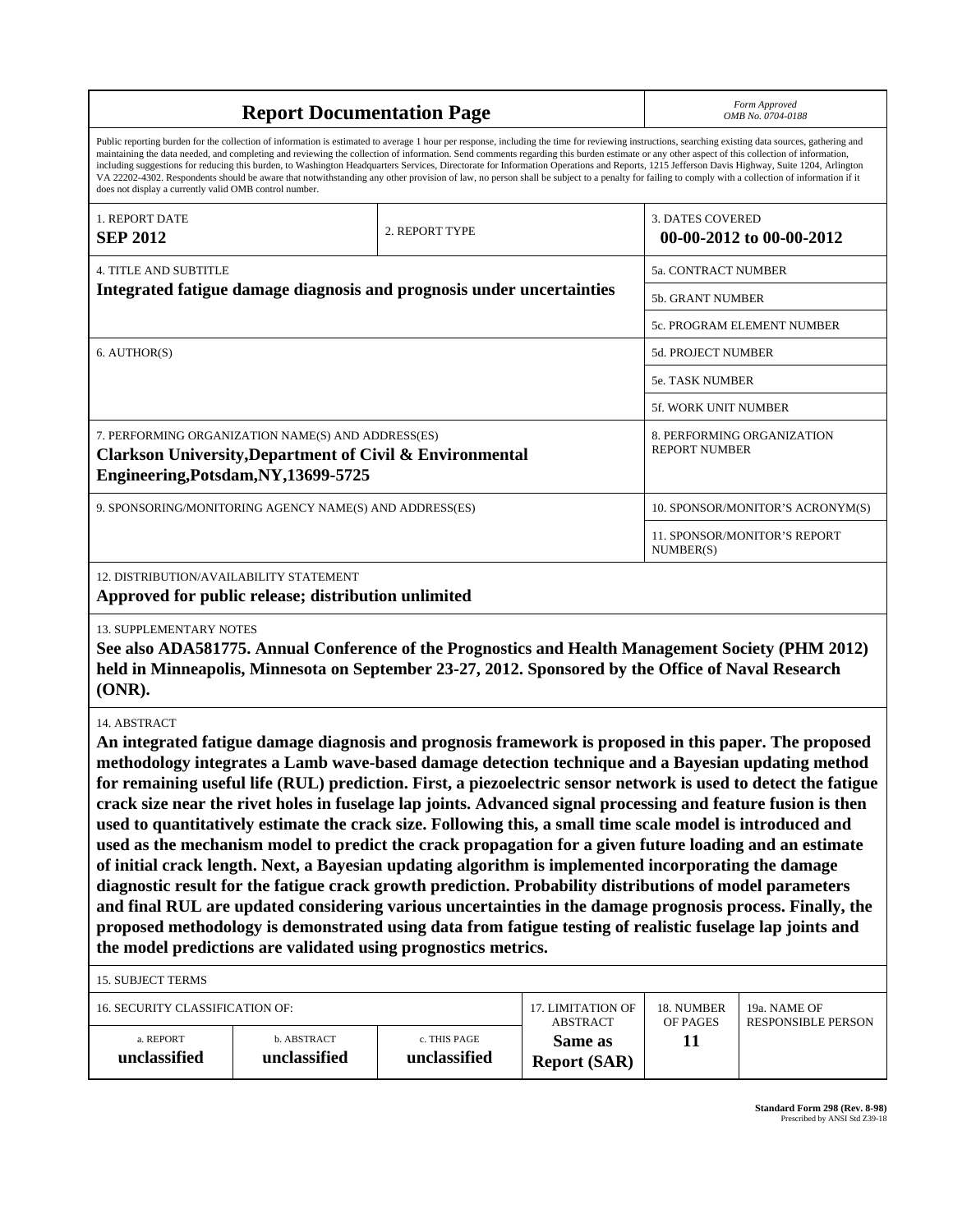# Report Documentation Page

*Form Approved*
*OMB No. 0704-0188*

Public reporting burden for the collection of information is estimated to average 1 hour per response, including the time for reviewing instructions, searching existing data sources, gathering and maintaining the data needed, and completing and reviewing the collection of information. Send comments regarding this burden estimate or any other aspect of this collection of information, including suggestions for reducing this burden, to Washington Headquarters Services, Directorate for Information Operations and Reports, 1215 Jefferson Davis Highway, Suite 1204, Arlington VA 22202-4302. Respondents should be aware that notwithstanding any other provision of law, no person shall be subject to a penalty for failing to comply with a collection of information if it does not display a currently valid OMB control number.

| 1. REPORT DATE | 2. REPORT TYPE | 3. DATES COVERED |
|---|---|---|
| **SEP 2012** | | **00-00-2012 to 00-00-2012** |

| 4. TITLE AND SUBTITLE | |
|---|---|
| **Integrated fatigue damage diagnosis and prognosis under uncertainties** | 5a. CONTRACT NUMBER |
| | 5b. GRANT NUMBER |
| | 5c. PROGRAM ELEMENT NUMBER |
| 6. AUTHOR(S) | 5d. PROJECT NUMBER |
| | 5e. TASK NUMBER |
| | 5f. WORK UNIT NUMBER |
| 7. PERFORMING ORGANIZATION NAME(S) AND ADDRESS(ES) **Clarkson University,Department of Civil & Environmental Engineering,Potsdam,NY,13699-5725** | 8. PERFORMING ORGANIZATION REPORT NUMBER |
| 9. SPONSORING/MONITORING AGENCY NAME(S) AND ADDRESS(ES) | 10. SPONSOR/MONITOR'S ACRONYM(S) |
| | 11. SPONSOR/MONITOR'S REPORT NUMBER(S) |

12. DISTRIBUTION/AVAILABILITY STATEMENT

**Approved for public release; distribution unlimited**

13. SUPPLEMENTARY NOTES

**See also ADA581775. Annual Conference of the Prognostics and Health Management Society (PHM 2012) held in Minneapolis, Minnesota on September 23-27, 2012. Sponsored by the Office of Naval Research (ONR).**

14. ABSTRACT

**An integrated fatigue damage diagnosis and prognosis framework is proposed in this paper. The proposed methodology integrates a Lamb wave-based damage detection technique and a Bayesian updating method for remaining useful life (RUL) prediction. First, a piezoelectric sensor network is used to detect the fatigue crack size near the rivet holes in fuselage lap joints. Advanced signal processing and feature fusion is then used to quantitatively estimate the crack size. Following this, a small time scale model is introduced and used as the mechanism model to predict the crack propagation for a given future loading and an estimate of initial crack length. Next, a Bayesian updating algorithm is implemented incorporating the damage diagnostic result for the fatigue crack growth prediction. Probability distributions of model parameters and final RUL are updated considering various uncertainties in the damage prognosis process. Finally, the proposed methodology is demonstrated using data from fatigue testing of realistic fuselage lap joints and the model predictions are validated using prognostics metrics.**

15. SUBJECT TERMS

| 16. SECURITY CLASSIFICATION OF: | | | 17. LIMITATION OF ABSTRACT | 18. NUMBER OF PAGES | 19a. NAME OF RESPONSIBLE PERSON |
|---|---|---|---|---|---|
| a. REPORT | b. ABSTRACT | c. THIS PAGE | | | |
| **unclassified** | **unclassified** | **unclassified** | **Same as Report (SAR)** | **11** | |

**Standard Form 298 (Rev. 8-98)**
Prescribed by ANSI Std Z39-18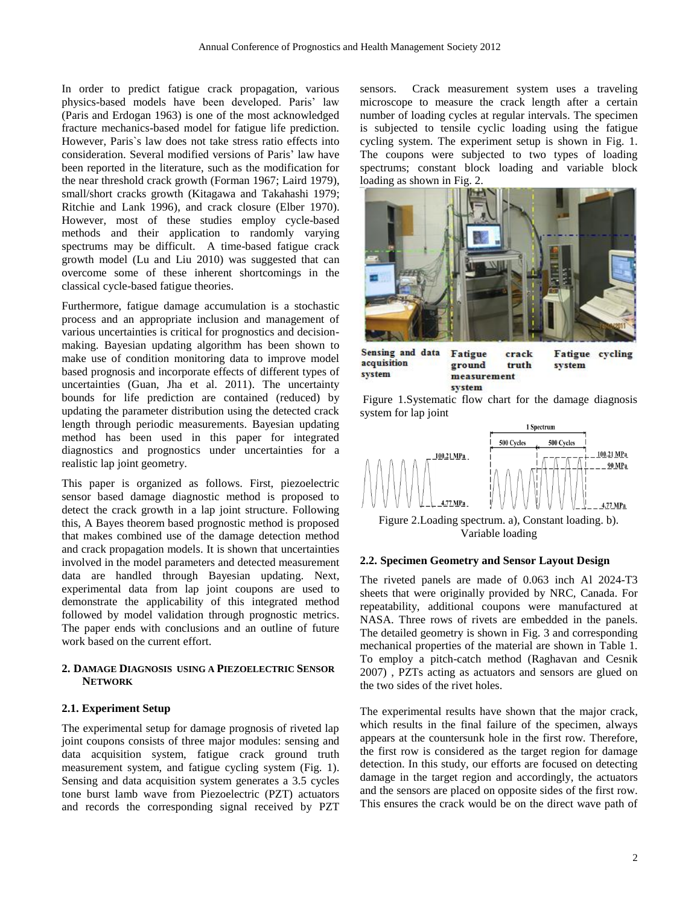In order to predict fatigue crack propagation, various physics-based models have been developed. Paris' law (Paris and Erdogan 1963) is one of the most acknowledged fracture mechanics-based model for fatigue life prediction. However, Paris`s law does not take stress ratio effects into consideration. Several modified versions of Paris' law have been reported in the literature, such as the modification for the near threshold crack growth (Forman 1967; Laird 1979), small/short cracks growth (Kitagawa and Takahashi 1979; Ritchie and Lank 1996), and crack closure (Elber 1970). However, most of these studies employ cycle-based methods and their application to randomly varying spectrums may be difficult. A time-based fatigue crack growth model (Lu and Liu 2010) was suggested that can overcome some of these inherent shortcomings in the classical cycle-based fatigue theories.

Furthermore, fatigue damage accumulation is a stochastic process and an appropriate inclusion and management of various uncertainties is critical for prognostics and decision-making. Bayesian updating algorithm has been shown to make use of condition monitoring data to improve model based prognosis and incorporate effects of different types of uncertainties (Guan, Jha et al. 2011). The uncertainty bounds for life prediction are contained (reduced) by updating the parameter distribution using the detected crack length through periodic measurements. Bayesian updating method has been used in this paper for integrated diagnostics and prognostics under uncertainties for a realistic lap joint geometry.

This paper is organized as follows. First, piezoelectric sensor based damage diagnostic method is proposed to detect the crack growth in a lap joint structure. Following this, A Bayes theorem based prognostic method is proposed that makes combined use of the damage detection method and crack propagation models. It is shown that uncertainties involved in the model parameters and detected measurement data are handled through Bayesian updating. Next, experimental data from lap joint coupons are used to demonstrate the applicability of this integrated method followed by model validation through prognostic metrics. The paper ends with conclusions and an outline of future work based on the current effort.

## 2. Damage Diagnosis using a Piezoelectric Sensor Network

### 2.1. Experiment Setup

The experimental setup for damage prognosis of riveted lap joint coupons consists of three major modules: sensing and data acquisition system, fatigue crack ground truth measurement system, and fatigue cycling system (Fig. 1). Sensing and data acquisition system generates a 3.5 cycles tone burst lamb wave from Piezoelectric (PZT) actuators and records the corresponding signal received by PZT sensors. Crack measurement system uses a traveling microscope to measure the crack length after a certain number of loading cycles at regular intervals. The specimen is subjected to tensile cyclic loading using the fatigue cycling system. The experiment setup is shown in Fig. 1. The coupons were subjected to two types of loading spectrums; constant block loading and variable block loading as shown in Fig. 2.

**Sensing and data acquisition system** | **Fatigue crack ground truth measurement system** | **Fatigue cycling system**

Figure 1.Systematic flow chart for the damage diagnosis system for lap joint

Figure 2.Loading spectrum. a), Constant loading. b). Variable loading

### 2.2. Specimen Geometry and Sensor Layout Design

The riveted panels are made of 0.063 inch Al 2024-T3 sheets that were originally provided by NRC, Canada. For repeatability, additional coupons were manufactured at NASA. Three rows of rivets are embedded in the panels. The detailed geometry is shown in Fig. 3 and corresponding mechanical properties of the material are shown in Table 1. To employ a pitch-catch method (Raghavan and Cesnik 2007) , PZTs acting as actuators and sensors are glued on the two sides of the rivet holes.

The experimental results have shown that the major crack, which results in the final failure of the specimen, always appears at the countersunk hole in the first row. Therefore, the first row is considered as the target region for damage detection. In this study, our efforts are focused on detecting damage in the target region and accordingly, the actuators and the sensors are placed on opposite sides of the first row. This ensures the crack would be on the direct wave path of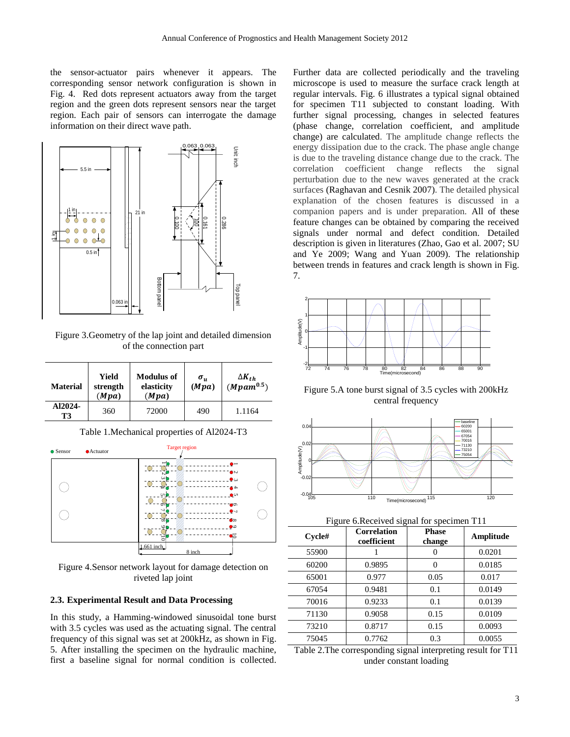the sensor-actuator pairs whenever it appears. The corresponding sensor network configuration is shown in Fig. 4. Red dots represent actuators away from the target region and the green dots represent sensors near the target region. Each pair of sensors can interrogate the damage information on their direct wave path.

Figure 3.Geometry of the lap joint and detailed dimension of the connection part

| Material | Yield strength $(Mpa)$ | Modulus of elasticity $(Mpa)$ | $\sigma_u$ $(Mpa)$ | $\Delta K_{th}$ $(Mpam^{0.5})$ |
|---|---|---|---|---|
| Al2024-T3 | 360 | 72000 | 490 | 1.1164 |

Table 1.Mechanical properties of Al2024-T3

Figure 4.Sensor network layout for damage detection on riveted lap joint

### 2.3. Experimental Result and Data Processing

In this study, a Hamming-windowed sinusoidal tone burst with 3.5 cycles was used as the actuating signal. The central frequency of this signal was set at 200kHz, as shown in Fig. 5. After installing the specimen on the hydraulic machine, first a baseline signal for normal condition is collected. Further data are collected periodically and the traveling microscope is used to measure the surface crack length at regular intervals. Fig. 6 illustrates a typical signal obtained for specimen T11 subjected to constant loading. With further signal processing, changes in selected features (phase change, correlation coefficient, and amplitude change) are calculated. The amplitude change reflects the energy dissipation due to the crack. The phase angle change is due to the traveling distance change due to the crack. The correlation coefficient change reflects the signal perturbation due to the new waves generated at the crack surfaces (Raghavan and Cesnik 2007). The detailed physical explanation of the chosen features is discussed in a companion papers and is under preparation. All of these feature changes can be obtained by comparing the received signals under normal and defect condition. Detailed description is given in literatures (Zhao, Gao et al. 2007; SU and Ye 2009; Wang and Yuan 2009). The relationship between trends in features and crack length is shown in Fig. 7.

Figure 5.A tone burst signal of 3.5 cycles with 200kHz central frequency

Figure 6.Received signal for specimen T11

| Cycle# | Correlation coefficient | Phase change | Amplitude |
|---|---|---|---|
| 55900 | 1 | 0 | 0.0201 |
| 60200 | 0.9895 | 0 | 0.0185 |
| 65001 | 0.977 | 0.05 | 0.017 |
| 67054 | 0.9481 | 0.1 | 0.0149 |
| 70016 | 0.9233 | 0.1 | 0.0139 |
| 71130 | 0.9058 | 0.15 | 0.0109 |
| 73210 | 0.8717 | 0.15 | 0.0093 |
| 75045 | 0.7762 | 0.3 | 0.0055 |

Table 2.The corresponding signal interpreting result for T11 under constant loading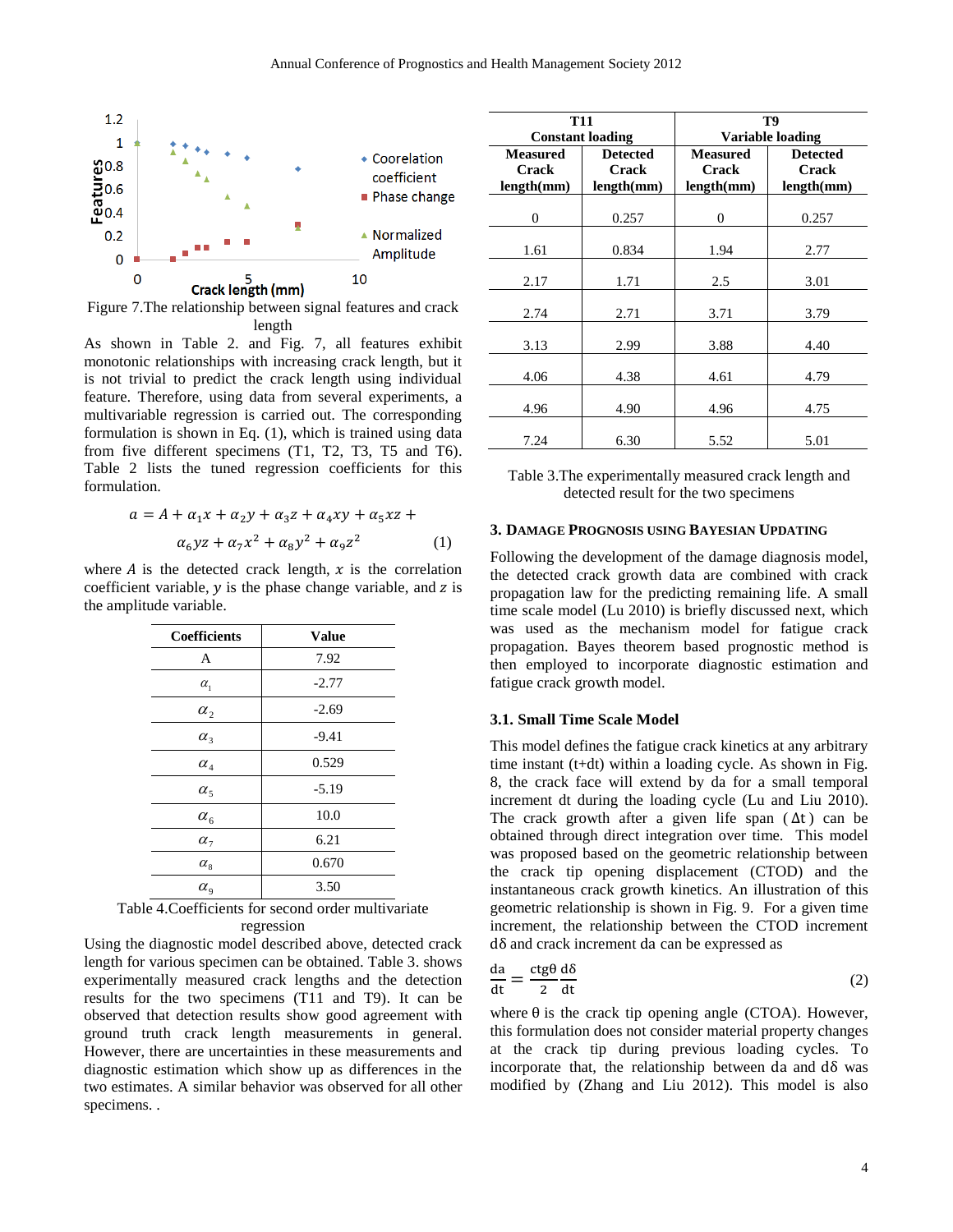Figure 7.The relationship between signal features and crack length

As shown in Table 2. and Fig. 7, all features exhibit monotonic relationships with increasing crack length, but it is not trivial to predict the crack length using individual feature. Therefore, using data from several experiments, a multivariable regression is carried out. The corresponding formulation is shown in Eq. (1), which is trained using data from five different specimens (T1, T2, T3, T5 and T6). Table 2 lists the tuned regression coefficients for this formulation.

$$a = A + \alpha_1 x + \alpha_2 y + \alpha_3 z + \alpha_4 xy + \alpha_5 xz + \alpha_6 yz + \alpha_7 x^2 + \alpha_8 y^2 + \alpha_9 z^2 \quad (1)$$

where $A$ is the detected crack length, $x$ is the correlation coefficient variable, $y$ is the phase change variable, and $z$ is the amplitude variable.

| Coefficients | Value |
|---|---|
| A | 7.92 |
| $\alpha_1$ | -2.77 |
| $\alpha_2$ | -2.69 |
| $\alpha_3$ | -9.41 |
| $\alpha_4$ | 0.529 |
| $\alpha_5$ | -5.19 |
| $\alpha_6$ | 10.0 |
| $\alpha_7$ | 6.21 |
| $\alpha_8$ | 0.670 |
| $\alpha_9$ | 3.50 |

Table 4.Coefficients for second order multivariate regression

Using the diagnostic model described above, detected crack length for various specimen can be obtained. Table 3. shows experimentally measured crack lengths and the detection results for the two specimens (T11 and T9). It can be observed that detection results show good agreement with ground truth crack length measurements in general. However, there are uncertainties in these measurements and diagnostic estimation which show up as differences in the two estimates. A similar behavior was observed for all other specimens. .

| T11 Constant loading | | T9 Variable loading | |
|---|---|---|---|
| Measured Crack length(mm) | Detected Crack length(mm) | Measured Crack length(mm) | Detected Crack length(mm) |
| 0 | 0.257 | 0 | 0.257 |
| 1.61 | 0.834 | 1.94 | 2.77 |
| 2.17 | 1.71 | 2.5 | 3.01 |
| 2.74 | 2.71 | 3.71 | 3.79 |
| 3.13 | 2.99 | 3.88 | 4.40 |
| 4.06 | 4.38 | 4.61 | 4.79 |
| 4.96 | 4.90 | 4.96 | 4.75 |
| 7.24 | 6.30 | 5.52 | 5.01 |

Table 3.The experimentally measured crack length and detected result for the two specimens

## 3. Damage Prognosis using Bayesian Updating

Following the development of the damage diagnosis model, the detected crack growth data are combined with crack propagation law for the predicting remaining life. A small time scale model (Lu 2010) is briefly discussed next, which was used as the mechanism model for fatigue crack propagation. Bayes theorem based prognostic method is then employed to incorporate diagnostic estimation and fatigue crack growth model.

### 3.1. Small Time Scale Model

This model defines the fatigue crack kinetics at any arbitrary time instant (t+dt) within a loading cycle. As shown in Fig. 8, the crack face will extend by da for a small temporal increment dt during the loading cycle (Lu and Liu 2010). The crack growth after a given life span ($\Delta$t) can be obtained through direct integration over time. This model was proposed based on the geometric relationship between the crack tip opening displacement (CTOD) and the instantaneous crack growth kinetics. An illustration of this geometric relationship is shown in Fig. 9. For a given time increment, the relationship between the CTOD increment d$\delta$ and crack increment da can be expressed as

$$\frac{da}{dt} = \frac{ctg\theta}{2}\frac{d\delta}{dt} \quad (2)$$

where $\theta$ is the crack tip opening angle (CTOA). However, this formulation does not consider material property changes at the crack tip during previous loading cycles. To incorporate that, the relationship between da and d$\delta$ was modified by (Zhang and Liu 2012). This model is also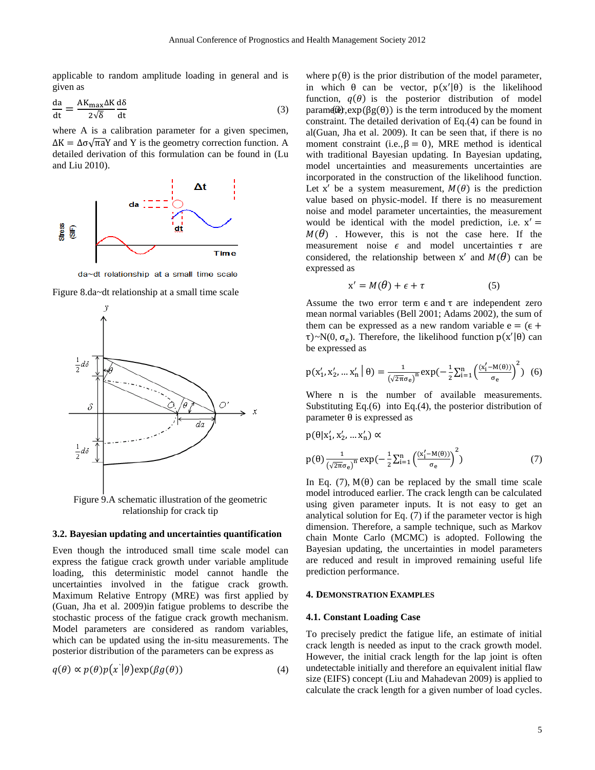applicable to random amplitude loading in general and is given as

$$\frac{da}{dt} = \frac{AK_{max}\Delta K}{2\sqrt{\delta}}\frac{d\delta}{dt} \tag{3}$$

where A is a calibration parameter for a given specimen, $\Delta K = \Delta\sigma\sqrt{\pi a}Y$ and Y is the geometry correction function. A detailed derivation of this formulation can be found in (Lu and Liu 2010).

Figure 8.da~dt relationship at a small time scale

Figure 9.A schematic illustration of the geometric relationship for crack tip

### 3.2. Bayesian updating and uncertainties quantification

Even though the introduced small time scale model can express the fatigue crack growth under variable amplitude loading, this deterministic model cannot handle the uncertainties involved in the fatigue crack growth. Maximum Relative Entropy (MRE) was first applied by (Guan, Jha et al. 2009)in fatigue problems to describe the stochastic process of the fatigue crack growth mechanism. Model parameters are considered as random variables, which can be updated using the in-situ measurements. The posterior distribution of the parameters can be express as

$$q(\theta) \propto p(\theta)p(x^{`}|\theta)\exp(\beta g(\theta)) \tag{4}$$

where $p(\theta)$ is the prior distribution of the model parameter, in which $\theta$ can be vector, $p(x'|\theta)$ is the likelihood function, $q(\theta)$ is the posterior distribution of model parameter, $\exp(\beta g(\theta))$ is the term introduced by the moment constraint. The detailed derivation of Eq.(4) can be found in al(Guan, Jha et al. 2009). It can be seen that, if there is no moment constraint (i.e., $\beta = 0$), MRE method is identical with traditional Bayesian updating. In Bayesian updating, model uncertainties and measurements uncertainties are incorporated in the construction of the likelihood function. Let $x'$ be a system measurement, $M(\theta)$ is the prediction value based on physic-model. If there is no measurement noise and model parameter uncertainties, the measurement would be identical with the model prediction, i.e. $x' = M(\theta)$ . However, this is not the case here. If the measurement noise $\epsilon$ and model uncertainties $\tau$ are considered, the relationship between $x'$ and $M(\theta)$ can be expressed as

$$x' = M(\theta) + \epsilon + \tau \tag{5}$$

Assume the two error term $\epsilon$ and $\tau$ are independent zero mean normal variables (Bell 2001; Adams 2002), the sum of them can be expressed as a new random variable $e = (\epsilon + \tau) \sim N(0, \sigma_e)$. Therefore, the likelihood function $p(x'|\theta)$ can be expressed as

$$p(x'_1, x'_2, \ldots x'_n \mid \theta) = \frac{1}{(\sqrt{2\pi}\sigma_e)^n}\exp\left(-\frac{1}{2}\sum_{i=1}^{n}\left(\frac{(x'_i - M(\theta))}{\sigma_e}\right)^2\right) \tag{6}$$

Where n is the number of available measurements. Substituting Eq.(6) into Eq.(4), the posterior distribution of parameter $\theta$ is expressed as

$$p(\theta|x'_1, x'_2, \ldots x'_n) \propto$$

$$p(\theta)\frac{1}{(\sqrt{2\pi}\sigma_e)^n}\exp\left(-\frac{1}{2}\sum_{i=1}^{n}\left(\frac{(x'_i - M(\theta))}{\sigma_e}\right)^2\right) \tag{7}$$

In Eq. (7), $M(\theta)$ can be replaced by the small time scale model introduced earlier. The crack length can be calculated using given parameter inputs. It is not easy to get an analytical solution for Eq. (7) if the parameter vector is high dimension. Therefore, a sample technique, such as Markov chain Monte Carlo (MCMC) is adopted. Following the Bayesian updating, the uncertainties in model parameters are reduced and result in improved remaining useful life prediction performance.

## 4. Demonstration Examples

### 4.1. Constant Loading Case

To precisely predict the fatigue life, an estimate of initial crack length is needed as input to the crack growth model. However, the initial crack length for the lap joint is often undetectable initially and therefore an equivalent initial flaw size (EIFS) concept (Liu and Mahadevan 2009) is applied to calculate the crack length for a given number of load cycles.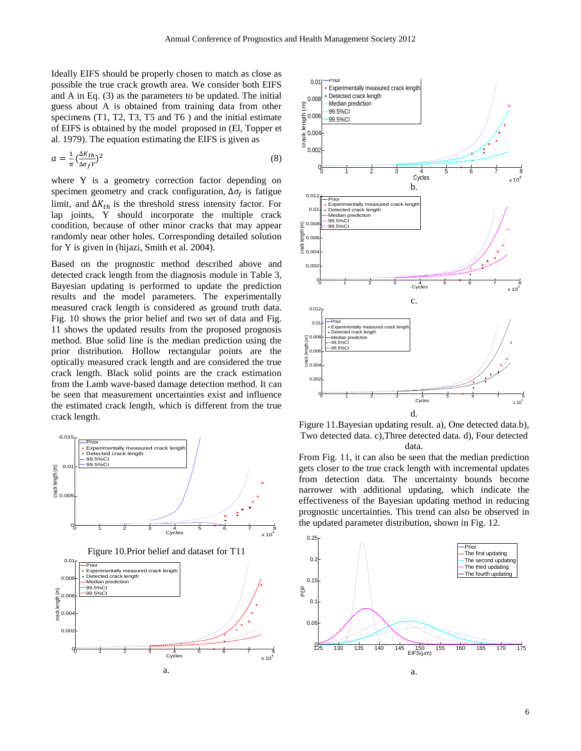Ideally EIFS should be properly chosen to match as close as possible the true crack growth area. We consider both EIFS and A in Eq. (3) as the parameters to be updated. The initial guess about A is obtained from training data from other specimens (T1, T2, T3, T5 and T6 ) and the initial estimate of EIFS is obtained by the model proposed in (El, Topper et al. 1979). The equation estimating the EIFS is given as

$$a = \frac{1}{\pi}\left(\frac{\Delta K_{th}}{\Delta\sigma_f Y}\right)^2 \tag{8}$$

where Y is a geometry correction factor depending on specimen geometry and crack configuration, $\Delta\sigma_f$ is fatigue limit, and $\Delta K_{th}$ is the threshold stress intensity factor. For lap joints, Y should incorporate the multiple crack condition, because of other minor cracks that may appear randomly near other holes. Corresponding detailed solution for Y is given in (hijazi, Smith et al. 2004).

Based on the prognostic method described above and detected crack length from the diagnosis module in Table 3, Bayesian updating is performed to update the prediction results and the model parameters. The experimentally measured crack length is considered as ground truth data. Fig. 10 shows the prior belief and two set of data and Fig. 11 shows the updated results from the proposed prognosis method. Blue solid line is the median prediction using the prior distribution. Hollow rectangular points are the optically measured crack length and are considered the true crack length. Black solid points are the crack estimation from the Lamb wave-based damage detection method. It can be seen that measurement uncertainties exist and influence the estimated crack length, which is different from the true crack length.

Figure 10.Prior belief and dataset for T11

Figure 11.Bayesian updating result. a), One detected data.b), Two detected data. c),Three detected data. d), Four detected data.

From Fig. 11, it can also be seen that the median prediction gets closer to the true crack length with incremental updates from detection data. The uncertainty bounds become narrower with additional updating, which indicate the effectiveness of the Bayesian updating method in reducing prognostic uncertainties. This trend can also be observed in the updated parameter distribution, shown in Fig. 12.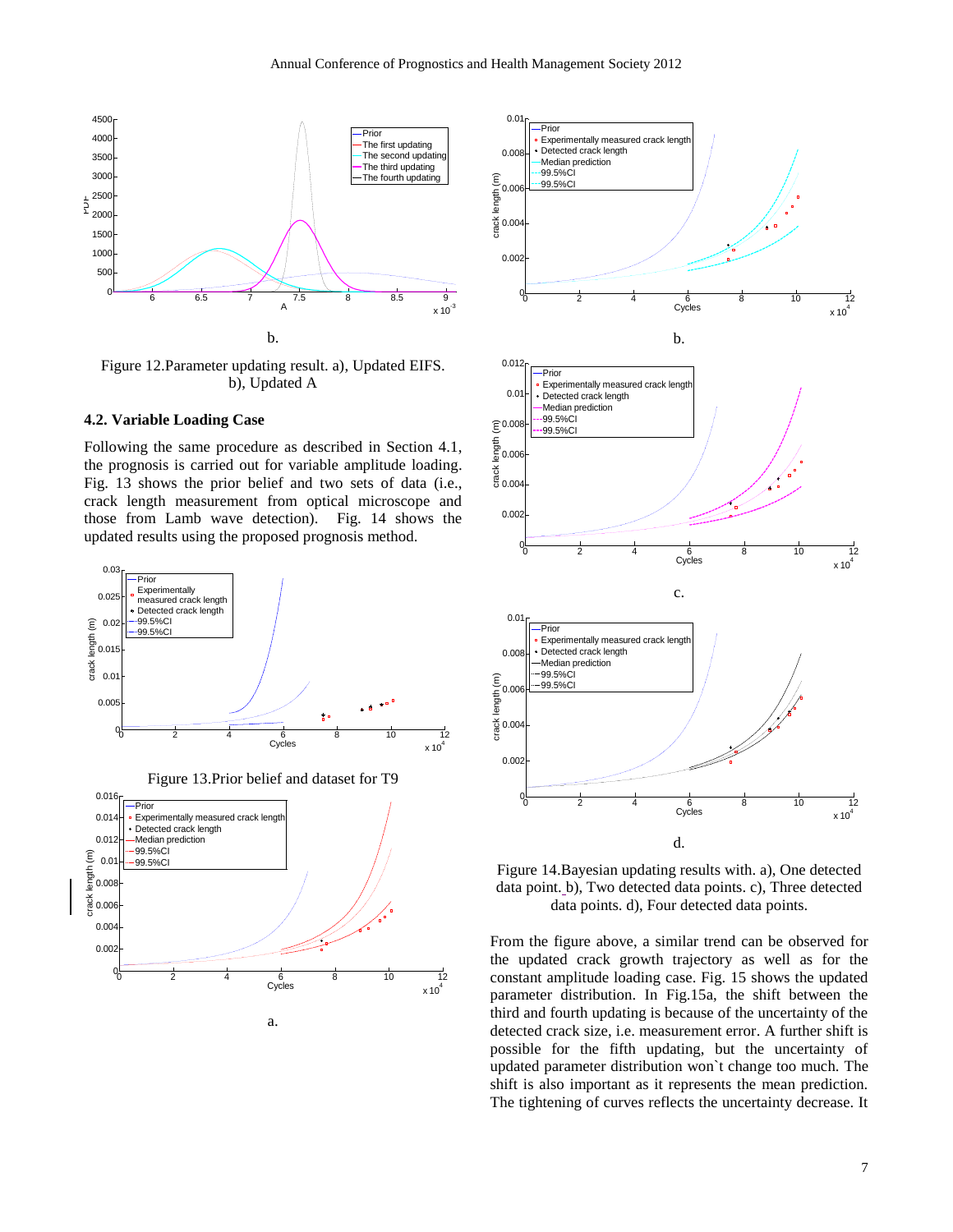b.

Figure 12.Parameter updating result. a), Updated EIFS. b), Updated A

### 4.2. Variable Loading Case

Following the same procedure as described in Section 4.1, the prognosis is carried out for variable amplitude loading. Fig. 13 shows the prior belief and two sets of data (i.e., crack length measurement from optical microscope and those from Lamb wave detection). Fig. 14 shows the updated results using the proposed prognosis method.

Figure 13.Prior belief and dataset for T9

a.

b.

c.

d.

Figure 14.Bayesian updating results with. a), One detected data point. b), Two detected data points. c), Three detected data points. d), Four detected data points.

From the figure above, a similar trend can be observed for the updated crack growth trajectory as well as for the constant amplitude loading case. Fig. 15 shows the updated parameter distribution. In Fig.15a, the shift between the third and fourth updating is because of the uncertainty of the detected crack size, i.e. measurement error. A further shift is possible for the fifth updating, but the uncertainty of updated parameter distribution won`t change too much. The shift is also important as it represents the mean prediction. The tightening of curves reflects the uncertainty decrease. It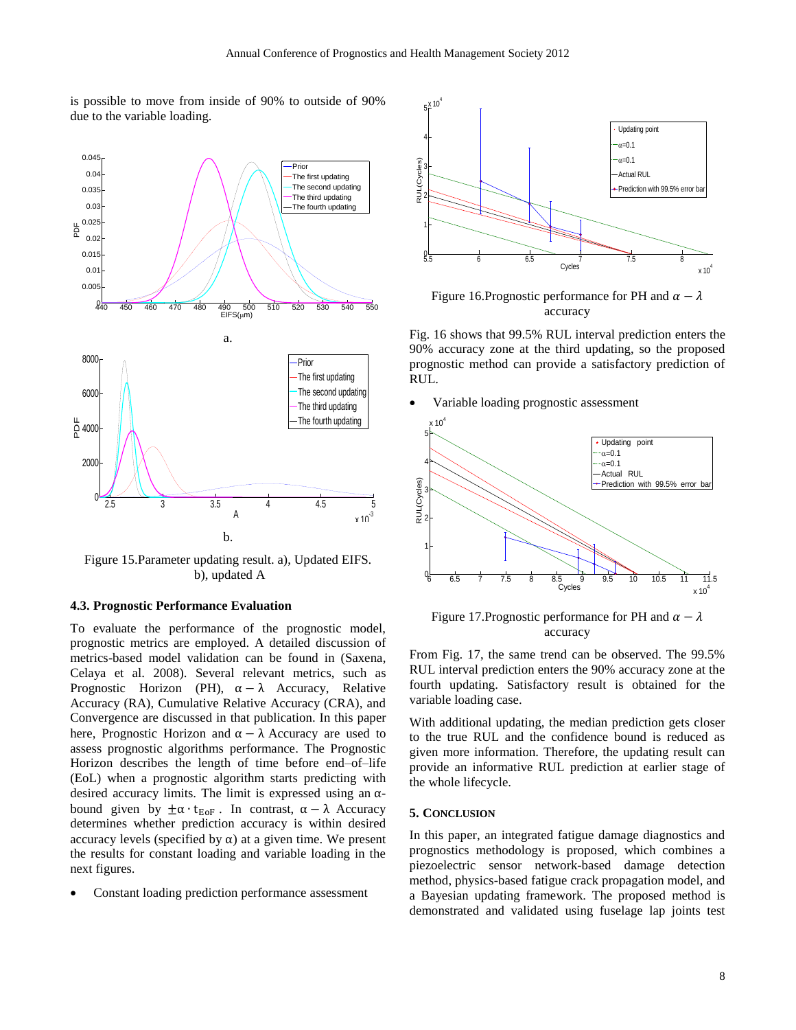is possible to move from inside of 90% to outside of 90% due to the variable loading.

a.

b.

Figure 15.Parameter updating result. a), Updated EIFS. b), updated A

### 4.3. Prognostic Performance Evaluation

To evaluate the performance of the prognostic model, prognostic metrics are employed. A detailed discussion of metrics-based model validation can be found in (Saxena, Celaya et al. 2008). Several relevant metrics, such as Prognostic Horizon (PH), $\alpha - \lambda$ Accuracy, Relative Accuracy (RA), Cumulative Relative Accuracy (CRA), and Convergence are discussed in that publication. In this paper here, Prognostic Horizon and $\alpha - \lambda$ Accuracy are used to assess prognostic algorithms performance. The Prognostic Horizon describes the length of time before end–of–life (EoL) when a prognostic algorithm starts predicting with desired accuracy limits. The limit is expressed using an α-bound given by $\pm\alpha \cdot t_{EoF}$. In contrast, $\alpha - \lambda$ Accuracy determines whether prediction accuracy is within desired accuracy levels (specified by α) at a given time. We present the results for constant loading and variable loading in the next figures.

- Constant loading prediction performance assessment

Figure 16.Prognostic performance for PH and $\alpha - \lambda$ accuracy

Fig. 16 shows that 99.5% RUL interval prediction enters the 90% accuracy zone at the third updating, so the proposed prognostic method can provide a satisfactory prediction of RUL.

- Variable loading prognostic assessment

Figure 17.Prognostic performance for PH and $\alpha - \lambda$ accuracy

From Fig. 17, the same trend can be observed. The 99.5% RUL interval prediction enters the 90% accuracy zone at the fourth updating. Satisfactory result is obtained for the variable loading case.

With additional updating, the median prediction gets closer to the true RUL and the confidence bound is reduced as given more information. Therefore, the updating result can provide an informative RUL prediction at earlier stage of the whole lifecycle.

## 5. Conclusion

In this paper, an integrated fatigue damage diagnostics and prognostics methodology is proposed, which combines a piezoelectric sensor network-based damage detection method, physics-based fatigue crack propagation model, and a Bayesian updating framework. The proposed method is demonstrated and validated using fuselage lap joints test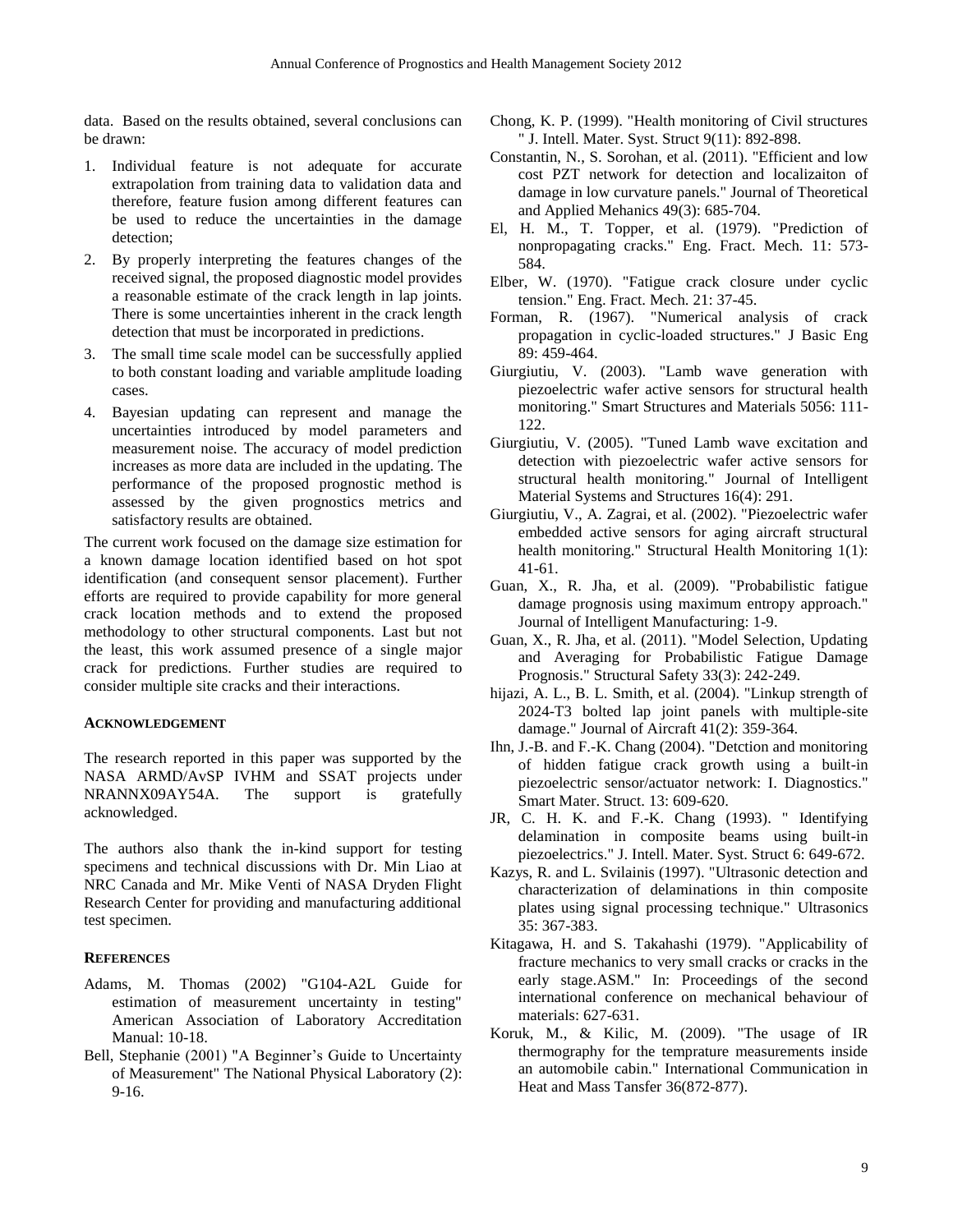data. Based on the results obtained, several conclusions can be drawn:

1. Individual feature is not adequate for accurate extrapolation from training data to validation data and therefore, feature fusion among different features can be used to reduce the uncertainties in the damage detection;
2. By properly interpreting the features changes of the received signal, the proposed diagnostic model provides a reasonable estimate of the crack length in lap joints. There is some uncertainties inherent in the crack length detection that must be incorporated in predictions.
3. The small time scale model can be successfully applied to both constant loading and variable amplitude loading cases.
4. Bayesian updating can represent and manage the uncertainties introduced by model parameters and measurement noise. The accuracy of model prediction increases as more data are included in the updating. The performance of the proposed prognostic method is assessed by the given prognostics metrics and satisfactory results are obtained.

The current work focused on the damage size estimation for a known damage location identified based on hot spot identification (and consequent sensor placement). Further efforts are required to provide capability for more general crack location methods and to extend the proposed methodology to other structural components. Last but not the least, this work assumed presence of a single major crack for predictions. Further studies are required to consider multiple site cracks and their interactions.

## Acknowledgement

The research reported in this paper was supported by the NASA ARMD/AvSP IVHM and SSAT projects under NRANNX09AY54A. The support is gratefully acknowledged.

The authors also thank the in-kind support for testing specimens and technical discussions with Dr. Min Liao at NRC Canada and Mr. Mike Venti of NASA Dryden Flight Research Center for providing and manufacturing additional test specimen.

## References

Adams, M. Thomas (2002) "G104-A2L Guide for estimation of measurement uncertainty in testing" American Association of Laboratory Accreditation Manual: 10-18.

Bell, Stephanie (2001) "A Beginner's Guide to Uncertainty of Measurement" The National Physical Laboratory (2): 9-16.

Chong, K. P. (1999). "Health monitoring of Civil structures " J. Intell. Mater. Syst. Struct 9(11): 892-898.

Constantin, N., S. Sorohan, et al. (2011). "Efficient and low cost PZT network for detection and localizaiton of damage in low curvature panels." Journal of Theoretical and Applied Mehanics 49(3): 685-704.

El, H. M., T. Topper, et al. (1979). "Prediction of nonpropagating cracks." Eng. Fract. Mech. 11: 573-584.

Elber, W. (1970). "Fatigue crack closure under cyclic tension." Eng. Fract. Mech. 21: 37-45.

Forman, R. (1967). "Numerical analysis of crack propagation in cyclic-loaded structures." J Basic Eng 89: 459-464.

Giurgiutiu, V. (2003). "Lamb wave generation with piezoelectric wafer active sensors for structural health monitoring." Smart Structures and Materials 5056: 111-122.

Giurgiutiu, V. (2005). "Tuned Lamb wave excitation and detection with piezoelectric wafer active sensors for structural health monitoring." Journal of Intelligent Material Systems and Structures 16(4): 291.

Giurgiutiu, V., A. Zagrai, et al. (2002). "Piezoelectric wafer embedded active sensors for aging aircraft structural health monitoring." Structural Health Monitoring 1(1): 41-61.

Guan, X., R. Jha, et al. (2009). "Probabilistic fatigue damage prognosis using maximum entropy approach." Journal of Intelligent Manufacturing: 1-9.

Guan, X., R. Jha, et al. (2011). "Model Selection, Updating and Averaging for Probabilistic Fatigue Damage Prognosis." Structural Safety 33(3): 242-249.

hijazi, A. L., B. L. Smith, et al. (2004). "Linkup strength of 2024-T3 bolted lap joint panels with multiple-site damage." Journal of Aircraft 41(2): 359-364.

Ihn, J.-B. and F.-K. Chang (2004). "Detction and monitoring of hidden fatigue crack growth using a built-in piezoelectric sensor/actuator network: I. Diagnostics." Smart Mater. Struct. 13: 609-620.

JR, C. H. K. and F.-K. Chang (1993). " Identifying delamination in composite beams using built-in piezoelectrics." J. Intell. Mater. Syst. Struct 6: 649-672.

Kazys, R. and L. Svilainis (1997). "Ultrasonic detection and characterization of delaminations in thin composite plates using signal processing technique." Ultrasonics 35: 367-383.

Kitagawa, H. and S. Takahashi (1979). "Applicability of fracture mechanics to very small cracks or cracks in the early stage.ASM." In: Proceedings of the second international conference on mechanical behaviour of materials: 627-631.

Koruk, M., & Kilic, M. (2009). "The usage of IR thermography for the temprature measurements inside an automobile cabin." International Communication in Heat and Mass Tansfer 36(872-877).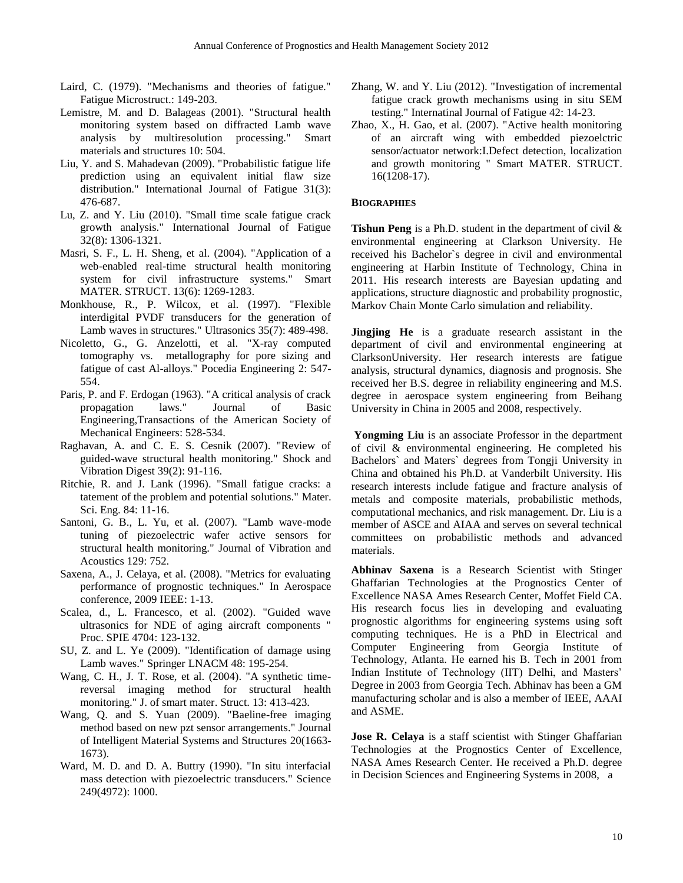Laird, C. (1979). "Mechanisms and theories of fatigue." Fatigue Microstruct.: 149-203.

Lemistre, M. and D. Balageas (2001). "Structural health monitoring system based on diffracted Lamb wave analysis by multiresolution processing." Smart materials and structures 10: 504.

Liu, Y. and S. Mahadevan (2009). "Probabilistic fatigue life prediction using an equivalent initial flaw size distribution." International Journal of Fatigue 31(3): 476-687.

Lu, Z. and Y. Liu (2010). "Small time scale fatigue crack growth analysis." International Journal of Fatigue 32(8): 1306-1321.

Masri, S. F., L. H. Sheng, et al. (2004). "Application of a web-enabled real-time structural health monitoring system for civil infrastructure systems." Smart MATER. STRUCT. 13(6): 1269-1283.

Monkhouse, R., P. Wilcox, et al. (1997). "Flexible interdigital PVDF transducers for the generation of Lamb waves in structures." Ultrasonics 35(7): 489-498.

Nicoletto, G., G. Anzelotti, et al. "X-ray computed tomography vs. metallography for pore sizing and fatigue of cast Al-alloys." Pocedia Engineering 2: 547-554.

Paris, P. and F. Erdogan (1963). "A critical analysis of crack propagation laws." Journal of Basic Engineering,Transactions of the American Society of Mechanical Engineers: 528-534.

Raghavan, A. and C. E. S. Cesnik (2007). "Review of guided-wave structural health monitoring." Shock and Vibration Digest 39(2): 91-116.

Ritchie, R. and J. Lank (1996). "Small fatigue cracks: a tatement of the problem and potential solutions." Mater. Sci. Eng. 84: 11-16.

Santoni, G. B., L. Yu, et al. (2007). "Lamb wave-mode tuning of piezoelectric wafer active sensors for structural health monitoring." Journal of Vibration and Acoustics 129: 752.

Saxena, A., J. Celaya, et al. (2008). "Metrics for evaluating performance of prognostic techniques." In Aerospace conference, 2009 IEEE: 1-13.

Scalea, d., L. Francesco, et al. (2002). "Guided wave ultrasonics for NDE of aging aircraft components " Proc. SPIE 4704: 123-132.

SU, Z. and L. Ye (2009). "Identification of damage using Lamb waves." Springer LNACM 48: 195-254.

Wang, C. H., J. T. Rose, et al. (2004). "A synthetic time-reversal imaging method for structural health monitoring." J. of smart mater. Struct. 13: 413-423.

Wang, Q. and S. Yuan (2009). "Baeline-free imaging method based on new pzt sensor arrangements." Journal of Intelligent Material Systems and Structures 20(1663-1673).

Ward, M. D. and D. A. Buttry (1990). "In situ interfacial mass detection with piezoelectric transducers." Science 249(4972): 1000.

Zhang, W. and Y. Liu (2012). "Investigation of incremental fatigue crack growth mechanisms using in situ SEM testing." Internatinal Journal of Fatigue 42: 14-23.

Zhao, X., H. Gao, et al. (2007). "Active health monitoring of an aircraft wing with embedded piezoelctric sensor/actuator network:I.Defect detection, localization and growth monitoring " Smart MATER. STRUCT. 16(1208-17).

## BIOGRAPHIES

**Tishun Peng** is a Ph.D. student in the department of civil & environmental engineering at Clarkson University. He received his Bachelor`s degree in civil and environmental engineering at Harbin Institute of Technology, China in 2011. His research interests are Bayesian updating and applications, structure diagnostic and probability prognostic, Markov Chain Monte Carlo simulation and reliability.

**Jingjing He** is a graduate research assistant in the department of civil and environmental engineering at ClarksonUniversity. Her research interests are fatigue analysis, structural dynamics, diagnosis and prognosis. She received her B.S. degree in reliability engineering and M.S. degree in aerospace system engineering from Beihang University in China in 2005 and 2008, respectively.

**Yongming Liu** is an associate Professor in the department of civil & environmental engineering. He completed his Bachelors` and Maters` degrees from Tongji University in China and obtained his Ph.D. at Vanderbilt University. His research interests include fatigue and fracture analysis of metals and composite materials, probabilistic methods, computational mechanics, and risk management. Dr. Liu is a member of ASCE and AIAA and serves on several technical committees on probabilistic methods and advanced materials.

**Abhinav Saxena** is a Research Scientist with Stinger Ghaffarian Technologies at the Prognostics Center of Excellence NASA Ames Research Center, Moffet Field CA. His research focus lies in developing and evaluating prognostic algorithms for engineering systems using soft computing techniques. He is a PhD in Electrical and Computer Engineering from Georgia Institute of Technology, Atlanta. He earned his B. Tech in 2001 from Indian Institute of Technology (IIT) Delhi, and Masters' Degree in 2003 from Georgia Tech. Abhinav has been a GM manufacturing scholar and is also a member of IEEE, AAAI and ASME.

**Jose R. Celaya** is a staff scientist with Stinger Ghaffarian Technologies at the Prognostics Center of Excellence, NASA Ames Research Center. He received a Ph.D. degree in Decision Sciences and Engineering Systems in 2008, a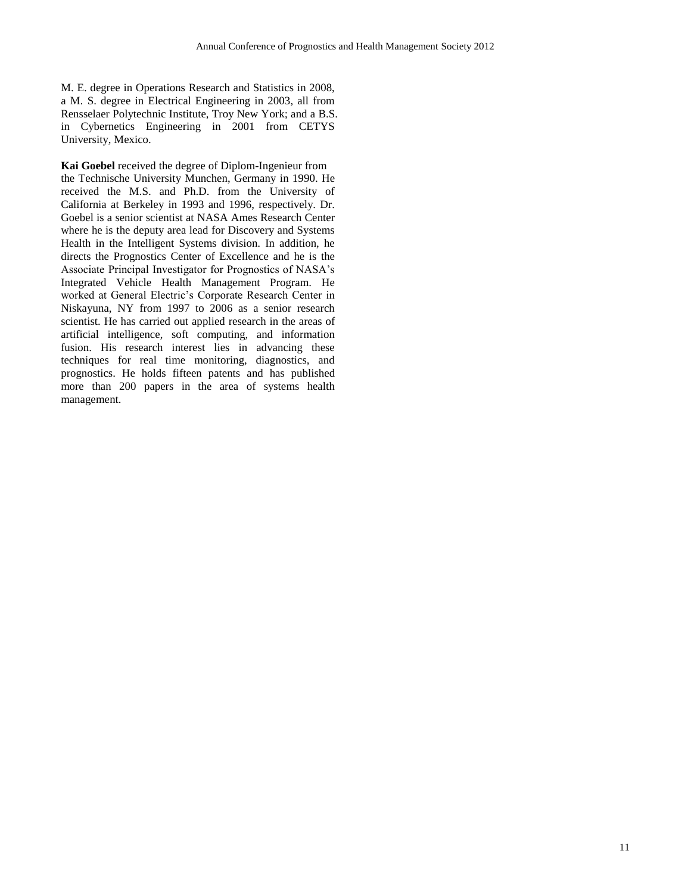M. E. degree in Operations Research and Statistics in 2008, a M. S. degree in Electrical Engineering in 2003, all from Rensselaer Polytechnic Institute, Troy New York; and a B.S. in Cybernetics Engineering in 2001 from CETYS University, Mexico.

**Kai Goebel** received the degree of Diplom-Ingenieur from the Technische University Munchen, Germany in 1990. He received the M.S. and Ph.D. from the University of California at Berkeley in 1993 and 1996, respectively. Dr. Goebel is a senior scientist at NASA Ames Research Center where he is the deputy area lead for Discovery and Systems Health in the Intelligent Systems division. In addition, he directs the Prognostics Center of Excellence and he is the Associate Principal Investigator for Prognostics of NASA's Integrated Vehicle Health Management Program. He worked at General Electric's Corporate Research Center in Niskayuna, NY from 1997 to 2006 as a senior research scientist. He has carried out applied research in the areas of artificial intelligence, soft computing, and information fusion. His research interest lies in advancing these techniques for real time monitoring, diagnostics, and prognostics. He holds fifteen patents and has published more than 200 papers in the area of systems health management.